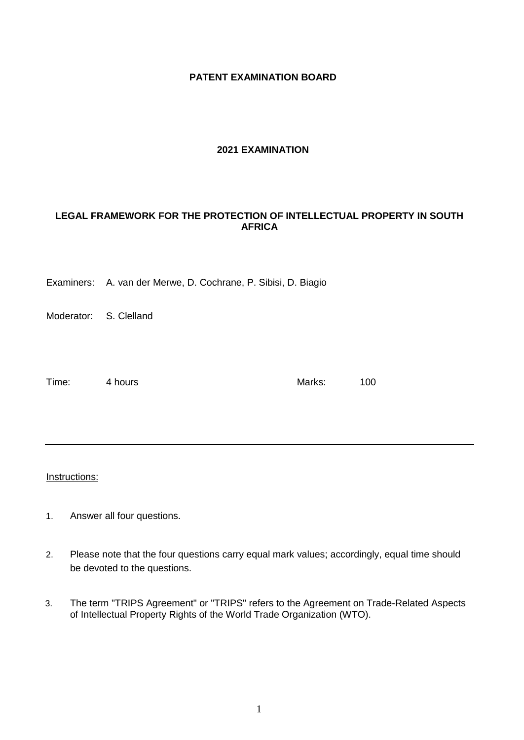**PATENT EXAMINATION BOARD**

**2021 EXAMINATION**

**LEGAL FRAMEWORK FOR THE PROTECTION OF INTELLECTUAL PROPERTY IN SOUTH AFRICA**

Examiners: A. van der Merwe, D. Cochrane, P. Sibisi, D. Biagio

Moderator: S. Clelland

Time: 4 hours

Marks: 100

---

Instructions:

1. Answer all four questions.
2. Please note that the four questions carry equal mark values; accordingly, equal time should be devoted to the questions.
3. The term "TRIPS Agreement" or "TRIPS" refers to the Agreement on Trade-Related Aspects of Intellectual Property Rights of the World Trade Organization (WTO).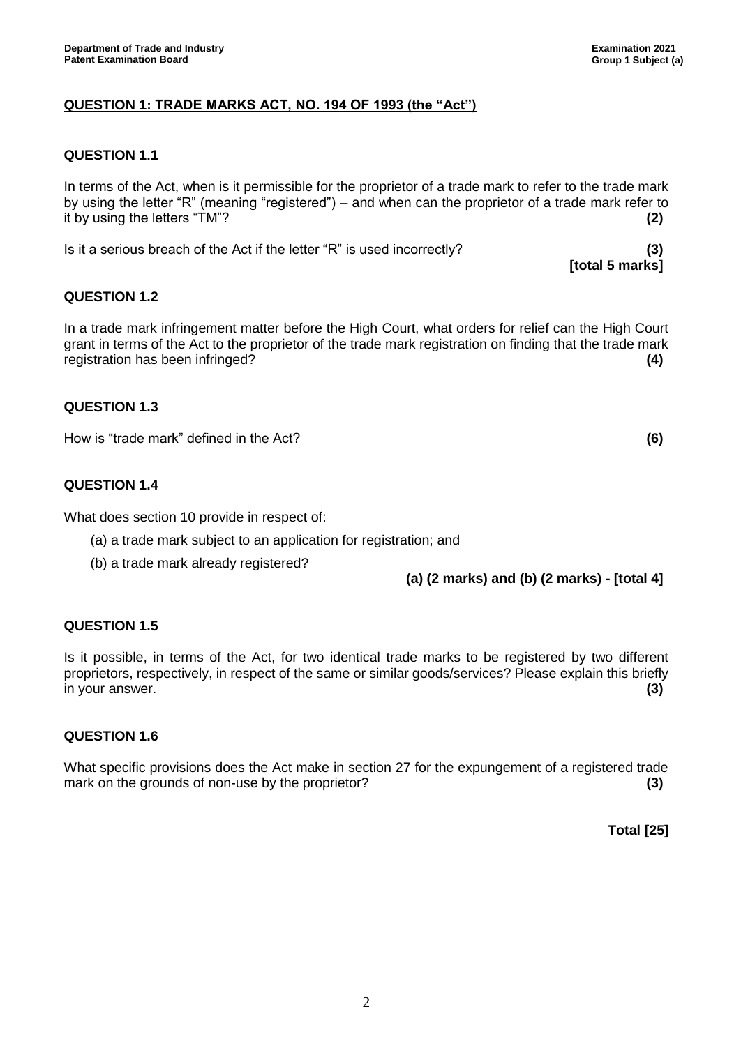## QUESTION 1: TRADE MARKS ACT, NO. 194 OF 1993 (the "Act")

### QUESTION 1.1

In terms of the Act, when is it permissible for the proprietor of a trade mark to refer to the trade mark by using the letter "R" (meaning "registered") – and when can the proprietor of a trade mark refer to it by using the letters "TM"? **(2)**

Is it a serious breach of the Act if the letter "R" is used incorrectly? **(3)**

**[total 5 marks]**

### QUESTION 1.2

In a trade mark infringement matter before the High Court, what orders for relief can the High Court grant in terms of the Act to the proprietor of the trade mark registration on finding that the trade mark registration has been infringed? **(4)**

### QUESTION 1.3

How is "trade mark" defined in the Act? **(6)**

### QUESTION 1.4

What does section 10 provide in respect of:

(a) a trade mark subject to an application for registration; and

(b) a trade mark already registered?

**(a) (2 marks) and (b) (2 marks) - [total 4]**

### QUESTION 1.5

Is it possible, in terms of the Act, for two identical trade marks to be registered by two different proprietors, respectively, in respect of the same or similar goods/services? Please explain this briefly in your answer. **(3)**

### QUESTION 1.6

What specific provisions does the Act make in section 27 for the expungement of a registered trade mark on the grounds of non-use by the proprietor? **(3)**

**Total [25]**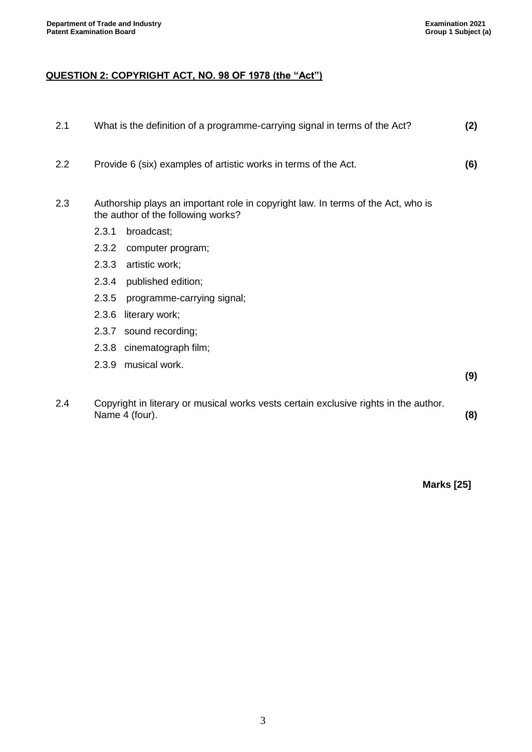## QUESTION 2: COPYRIGHT ACT, NO. 98 OF 1978 (the "Act")

2.1 What is the definition of a programme-carrying signal in terms of the Act? **(2)**

2.2 Provide 6 (six) examples of artistic works in terms of the Act. **(6)**

2.3 Authorship plays an important role in copyright law. In terms of the Act, who is the author of the following works?

- 2.3.1 broadcast;
- 2.3.2 computer program;
- 2.3.3 artistic work;
- 2.3.4 published edition;
- 2.3.5 programme-carrying signal;
- 2.3.6 literary work;
- 2.3.7 sound recording;
- 2.3.8 cinematograph film;
- 2.3.9 musical work.

**(9)**

2.4 Copyright in literary or musical works vests certain exclusive rights in the author. Name 4 (four). **(8)**

**Marks [25]**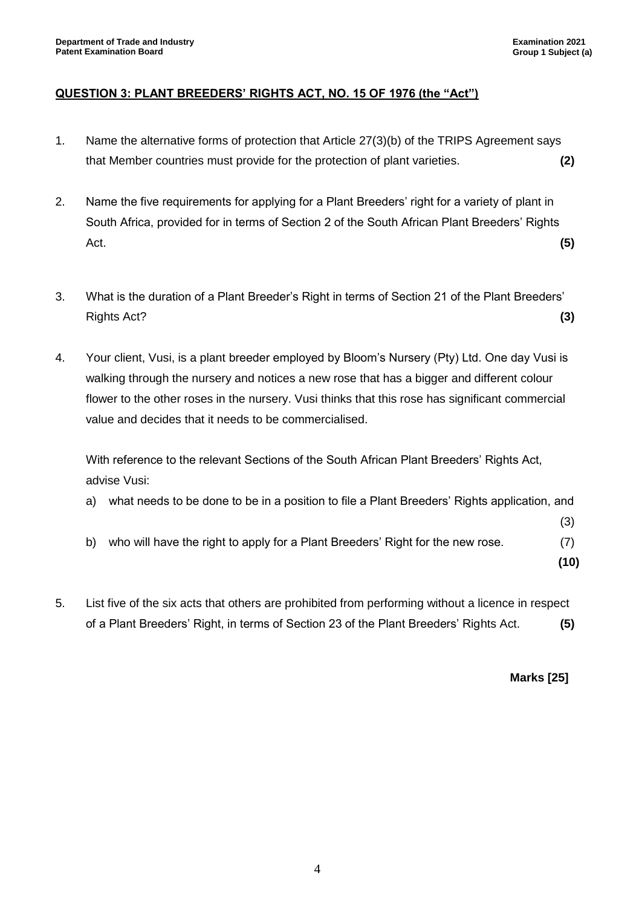## QUESTION 3: PLANT BREEDERS' RIGHTS ACT, NO. 15 OF 1976 (the "Act")

1. Name the alternative forms of protection that Article 27(3)(b) of the TRIPS Agreement says that Member countries must provide for the protection of plant varieties. **(2)**

2. Name the five requirements for applying for a Plant Breeders' right for a variety of plant in South Africa, provided for in terms of Section 2 of the South African Plant Breeders' Rights Act. **(5)**

3. What is the duration of a Plant Breeder's Right in terms of Section 21 of the Plant Breeders' Rights Act? **(3)**

4. Your client, Vusi, is a plant breeder employed by Bloom's Nursery (Pty) Ltd. One day Vusi is walking through the nursery and notices a new rose that has a bigger and different colour flower to the other roses in the nursery. Vusi thinks that this rose has significant commercial value and decides that it needs to be commercialised.

   With reference to the relevant Sections of the South African Plant Breeders' Rights Act, advise Vusi:

   a) what needs to be done to be in a position to file a Plant Breeders' Rights application, and (3)

   b) who will have the right to apply for a Plant Breeders' Right for the new rose. (7)

   **(10)**

5. List five of the six acts that others are prohibited from performing without a licence in respect of a Plant Breeders' Right, in terms of Section 23 of the Plant Breeders' Rights Act. **(5)**

**Marks [25]**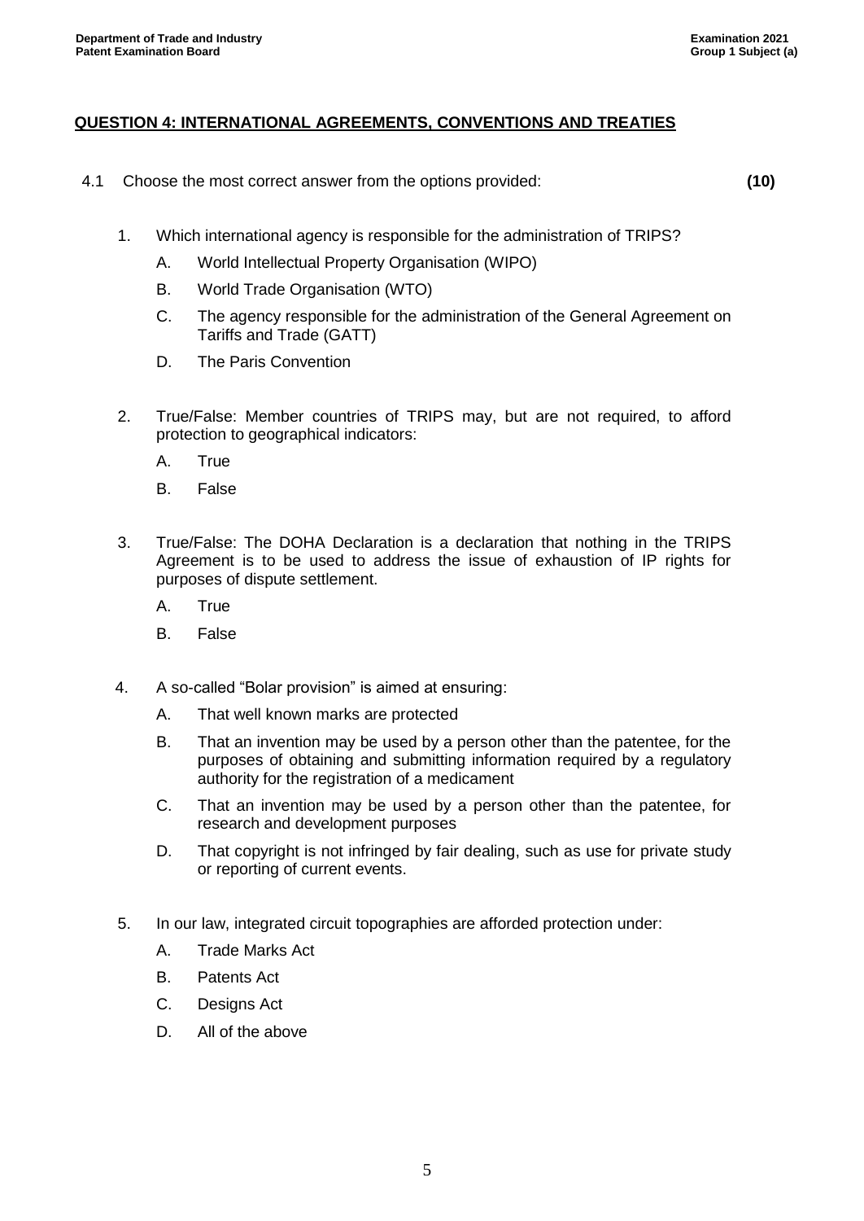## QUESTION 4: INTERNATIONAL AGREEMENTS, CONVENTIONS AND TREATIES

4.1 Choose the most correct answer from the options provided: **(10)**

1. Which international agency is responsible for the administration of TRIPS?

   A. World Intellectual Property Organisation (WIPO)

   B. World Trade Organisation (WTO)

   C. The agency responsible for the administration of the General Agreement on Tariffs and Trade (GATT)

   D. The Paris Convention

2. True/False: Member countries of TRIPS may, but are not required, to afford protection to geographical indicators:

   A. True

   B. False

3. True/False: The DOHA Declaration is a declaration that nothing in the TRIPS Agreement is to be used to address the issue of exhaustion of IP rights for purposes of dispute settlement.

   A. True

   B. False

4. A so-called "Bolar provision" is aimed at ensuring:

   A. That well known marks are protected

   B. That an invention may be used by a person other than the patentee, for the purposes of obtaining and submitting information required by a regulatory authority for the registration of a medicament

   C. That an invention may be used by a person other than the patentee, for research and development purposes

   D. That copyright is not infringed by fair dealing, such as use for private study or reporting of current events.

5. In our law, integrated circuit topographies are afforded protection under:

   A. Trade Marks Act

   B. Patents Act

   C. Designs Act

   D. All of the above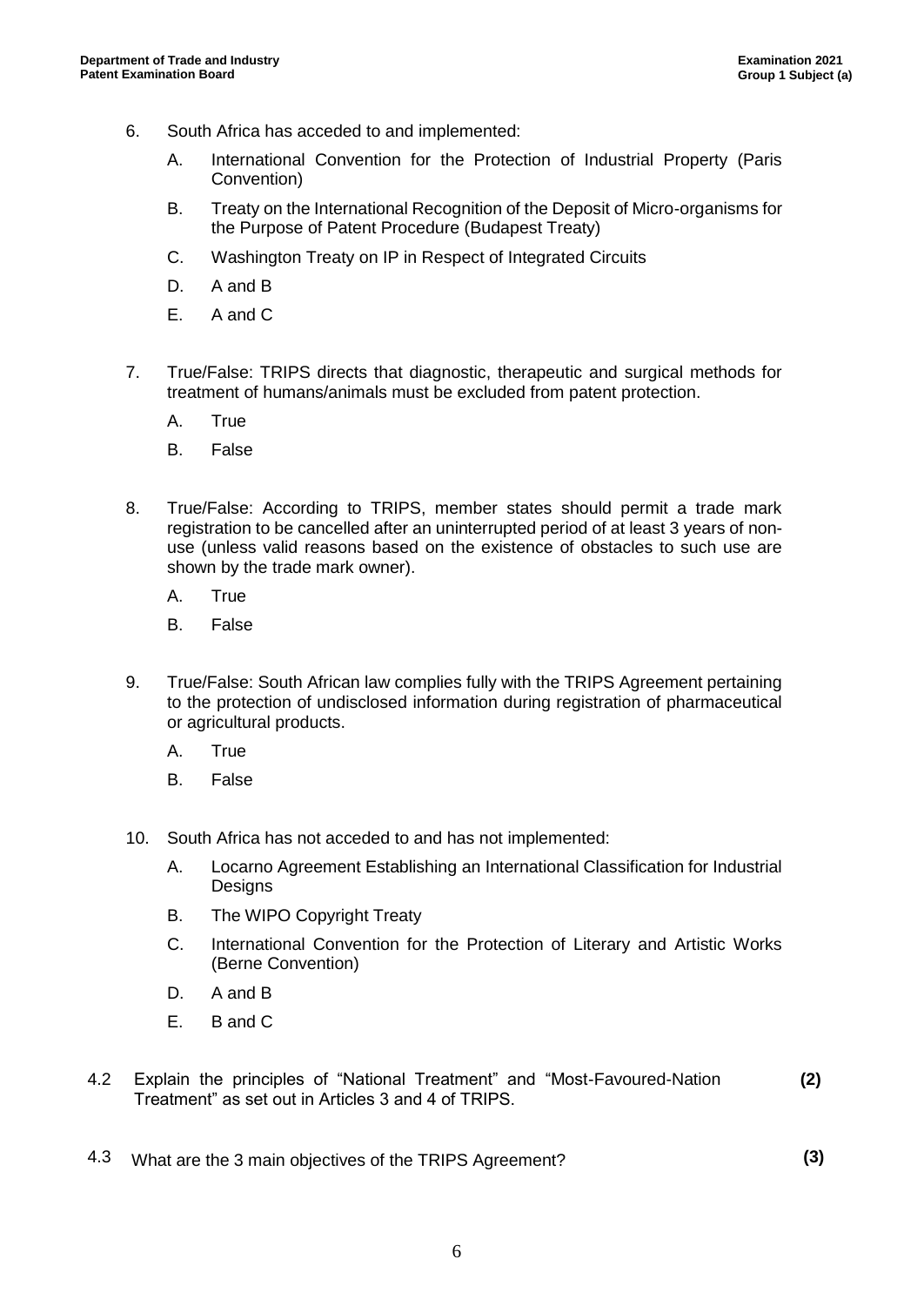6. South Africa has acceded to and implemented:

   A. International Convention for the Protection of Industrial Property (Paris Convention)

   B. Treaty on the International Recognition of the Deposit of Micro-organisms for the Purpose of Patent Procedure (Budapest Treaty)

   C. Washington Treaty on IP in Respect of Integrated Circuits

   D. A and B

   E. A and C

7. True/False: TRIPS directs that diagnostic, therapeutic and surgical methods for treatment of humans/animals must be excluded from patent protection.

   A. True

   B. False

8. True/False: According to TRIPS, member states should permit a trade mark registration to be cancelled after an uninterrupted period of at least 3 years of non-use (unless valid reasons based on the existence of obstacles to such use are shown by the trade mark owner).

   A. True

   B. False

9. True/False: South African law complies fully with the TRIPS Agreement pertaining to the protection of undisclosed information during registration of pharmaceutical or agricultural products.

   A. True

   B. False

10. South Africa has not acceded to and has not implemented:

    A. Locarno Agreement Establishing an International Classification for Industrial Designs

    B. The WIPO Copyright Treaty

    C. International Convention for the Protection of Literary and Artistic Works (Berne Convention)

    D. A and B

    E. B and C

4.2 Explain the principles of "National Treatment" and "Most-Favoured-Nation Treatment" as set out in Articles 3 and 4 of TRIPS. **(2)**

4.3 What are the 3 main objectives of the TRIPS Agreement? **(3)**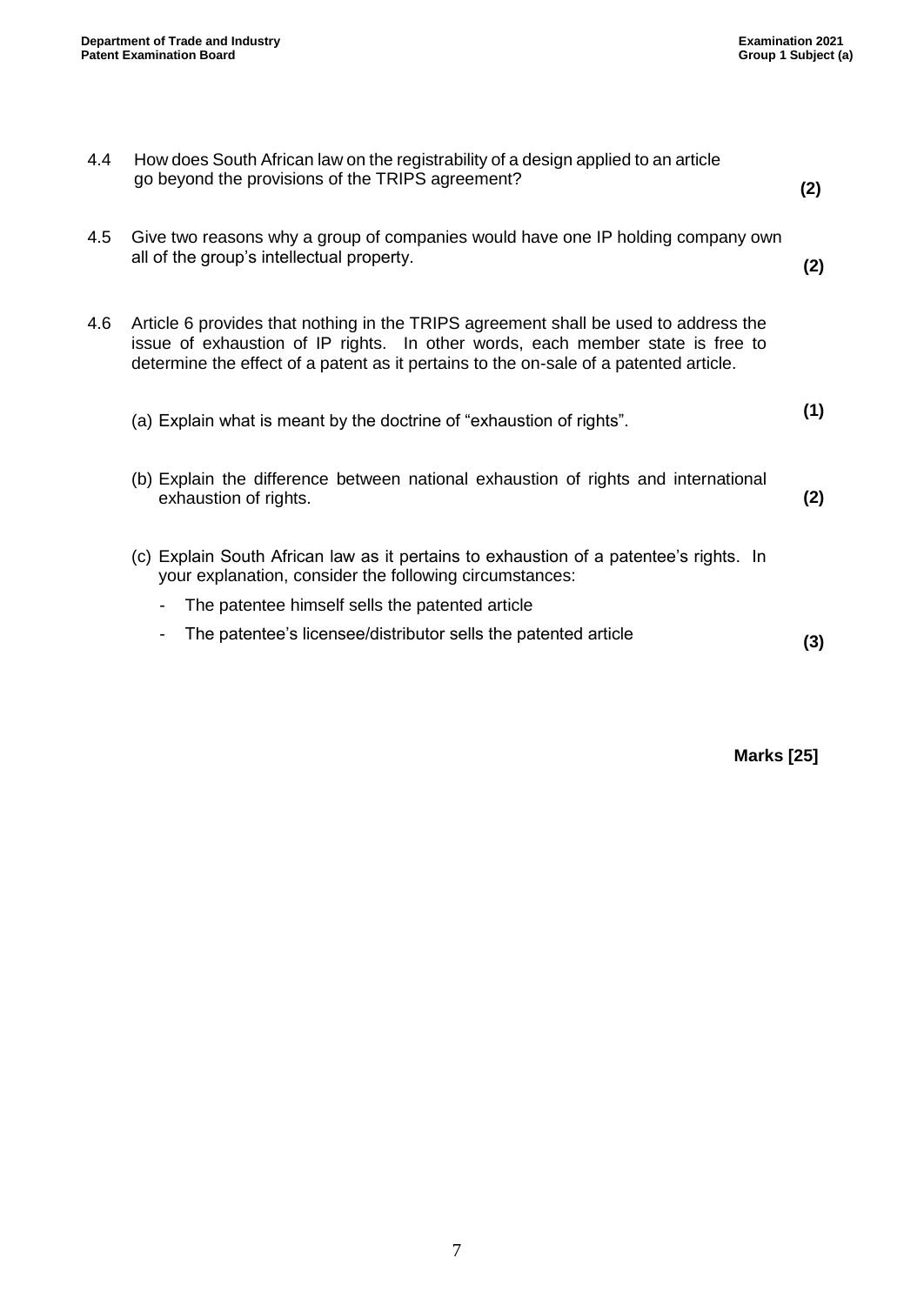4.4 How does South African law on the registrability of a design applied to an article go beyond the provisions of the TRIPS agreement? **(2)**

4.5 Give two reasons why a group of companies would have one IP holding company own all of the group's intellectual property. **(2)**

4.6 Article 6 provides that nothing in the TRIPS agreement shall be used to address the issue of exhaustion of IP rights. In other words, each member state is free to determine the effect of a patent as it pertains to the on-sale of a patented article.

(a) Explain what is meant by the doctrine of "exhaustion of rights". **(1)**

(b) Explain the difference between national exhaustion of rights and international exhaustion of rights. **(2)**

(c) Explain South African law as it pertains to exhaustion of a patentee's rights. In your explanation, consider the following circumstances:

- The patentee himself sells the patented article
- The patentee's licensee/distributor sells the patented article **(3)**

**Marks [25]**